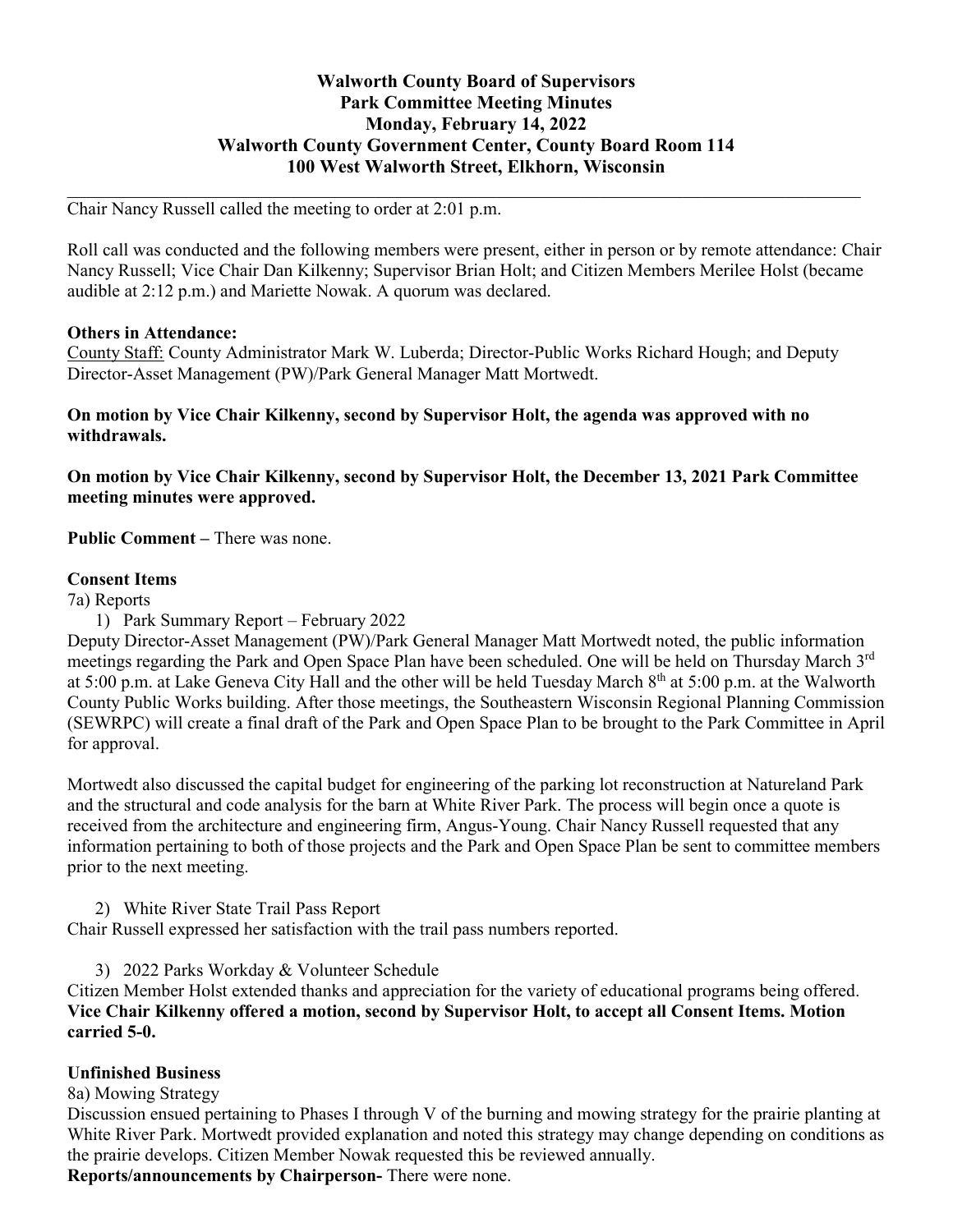# Walworth County Board of Supervisors
## Park Committee Meeting Minutes
## Monday, February 14, 2022
## Walworth County Government Center, County Board Room 114
## 100 West Walworth Street, Elkhorn, Wisconsin

---

Chair Nancy Russell called the meeting to order at 2:01 p.m.

Roll call was conducted and the following members were present, either in person or by remote attendance: Chair Nancy Russell; Vice Chair Dan Kilkenny; Supervisor Brian Holt; and Citizen Members Merilee Holst (became audible at 2:12 p.m.) and Mariette Nowak. A quorum was declared.

**Others in Attendance:**
County Staff: County Administrator Mark W. Luberda; Director-Public Works Richard Hough; and Deputy Director-Asset Management (PW)/Park General Manager Matt Mortwedt.

**On motion by Vice Chair Kilkenny, second by Supervisor Holt, the agenda was approved with no withdrawals.**

**On motion by Vice Chair Kilkenny, second by Supervisor Holt, the December 13, 2021 Park Committee meeting minutes were approved.**

**Public Comment –** There was none.

**Consent Items**

7a) Reports

1) Park Summary Report – February 2022

Deputy Director-Asset Management (PW)/Park General Manager Matt Mortwedt noted, the public information meetings regarding the Park and Open Space Plan have been scheduled. One will be held on Thursday March 3rd at 5:00 p.m. at Lake Geneva City Hall and the other will be held Tuesday March 8th at 5:00 p.m. at the Walworth County Public Works building. After those meetings, the Southeastern Wisconsin Regional Planning Commission (SEWRPC) will create a final draft of the Park and Open Space Plan to be brought to the Park Committee in April for approval.

Mortwedt also discussed the capital budget for engineering of the parking lot reconstruction at Natureland Park and the structural and code analysis for the barn at White River Park. The process will begin once a quote is received from the architecture and engineering firm, Angus-Young. Chair Nancy Russell requested that any information pertaining to both of those projects and the Park and Open Space Plan be sent to committee members prior to the next meeting.

2) White River State Trail Pass Report

Chair Russell expressed her satisfaction with the trail pass numbers reported.

3) 2022 Parks Workday & Volunteer Schedule

Citizen Member Holst extended thanks and appreciation for the variety of educational programs being offered.
**Vice Chair Kilkenny offered a motion, second by Supervisor Holt, to accept all Consent Items. Motion carried 5-0.**

**Unfinished Business**

8a) Mowing Strategy

Discussion ensued pertaining to Phases I through V of the burning and mowing strategy for the prairie planting at White River Park. Mortwedt provided explanation and noted this strategy may change depending on conditions as the prairie develops. Citizen Member Nowak requested this be reviewed annually.

**Reports/announcements by Chairperson-** There were none.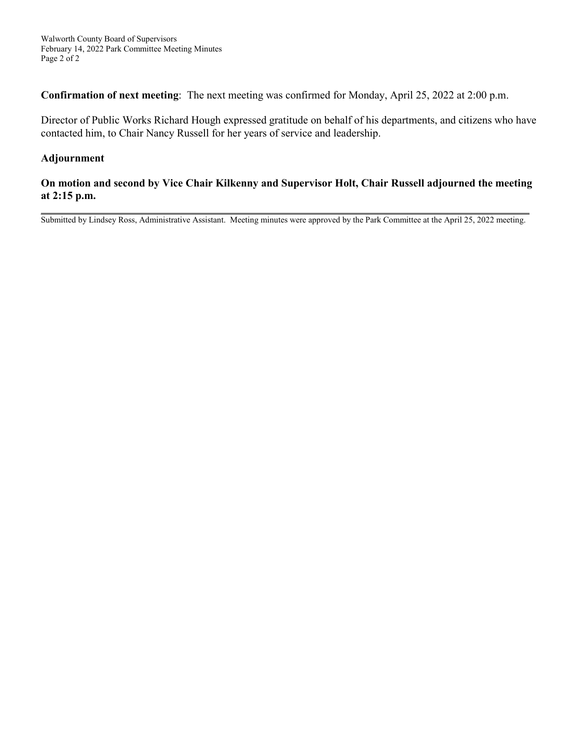**Confirmation of next meeting**: The next meeting was confirmed for Monday, April 25, 2022 at 2:00 p.m.

Director of Public Works Richard Hough expressed gratitude on behalf of his departments, and citizens who have contacted him, to Chair Nancy Russell for her years of service and leadership.

**Adjournment**

**On motion and second by Vice Chair Kilkenny and Supervisor Holt, Chair Russell adjourned the meeting at 2:15 p.m.**

---

Submitted by Lindsey Ross, Administrative Assistant. Meeting minutes were approved by the Park Committee at the April 25, 2022 meeting.